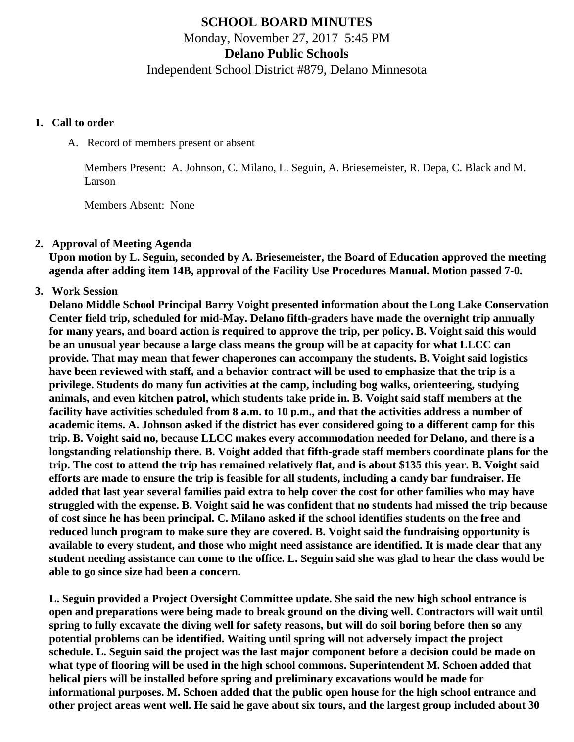# SCHOOL BOARD MINUTES

Monday, November 27, 2017 5:45 PM

**Delano Public Schools**

Independent School District #879, Delano Minnesota

1. **Call to order**

   A. Record of members present or absent

   Members Present: A. Johnson, C. Milano, L. Seguin, A. Briesemeister, R. Depa, C. Black and M. Larson

   Members Absent: None

2. **Approval of Meeting Agenda**

   **Upon motion by L. Seguin, seconded by A. Briesemeister, the Board of Education approved the meeting agenda after adding item 14B, approval of the Facility Use Procedures Manual. Motion passed 7-0.**

3. **Work Session**

   **Delano Middle School Principal Barry Voight presented information about the Long Lake Conservation Center field trip, scheduled for mid-May. Delano fifth-graders have made the overnight trip annually for many years, and board action is required to approve the trip, per policy. B. Voight said this would be an unusual year because a large class means the group will be at capacity for what LLCC can provide. That may mean that fewer chaperones can accompany the students. B. Voight said logistics have been reviewed with staff, and a behavior contract will be used to emphasize that the trip is a privilege. Students do many fun activities at the camp, including bog walks, orienteering, studying animals, and even kitchen patrol, which students take pride in. B. Voight said staff members at the facility have activities scheduled from 8 a.m. to 10 p.m., and that the activities address a number of academic items. A. Johnson asked if the district has ever considered going to a different camp for this trip. B. Voight said no, because LLCC makes every accommodation needed for Delano, and there is a longstanding relationship there. B. Voight added that fifth-grade staff members coordinate plans for the trip. The cost to attend the trip has remained relatively flat, and is about $135 this year. B. Voight said efforts are made to ensure the trip is feasible for all students, including a candy bar fundraiser. He added that last year several families paid extra to help cover the cost for other families who may have struggled with the expense. B. Voight said he was confident that no students had missed the trip because of cost since he has been principal. C. Milano asked if the school identifies students on the free and reduced lunch program to make sure they are covered. B. Voight said the fundraising opportunity is available to every student, and those who might need assistance are identified. It is made clear that any student needing assistance can come to the office. L. Seguin said she was glad to hear the class would be able to go since size had been a concern.**

   **L. Seguin provided a Project Oversight Committee update. She said the new high school entrance is open and preparations were being made to break ground on the diving well. Contractors will wait until spring to fully excavate the diving well for safety reasons, but will do soil boring before then so any potential problems can be identified. Waiting until spring will not adversely impact the project schedule. L. Seguin said the project was the last major component before a decision could be made on what type of flooring will be used in the high school commons. Superintendent M. Schoen added that helical piers will be installed before spring and preliminary excavations would be made for informational purposes. M. Schoen added that the public open house for the high school entrance and other project areas went well. He said he gave about six tours, and the largest group included about 30**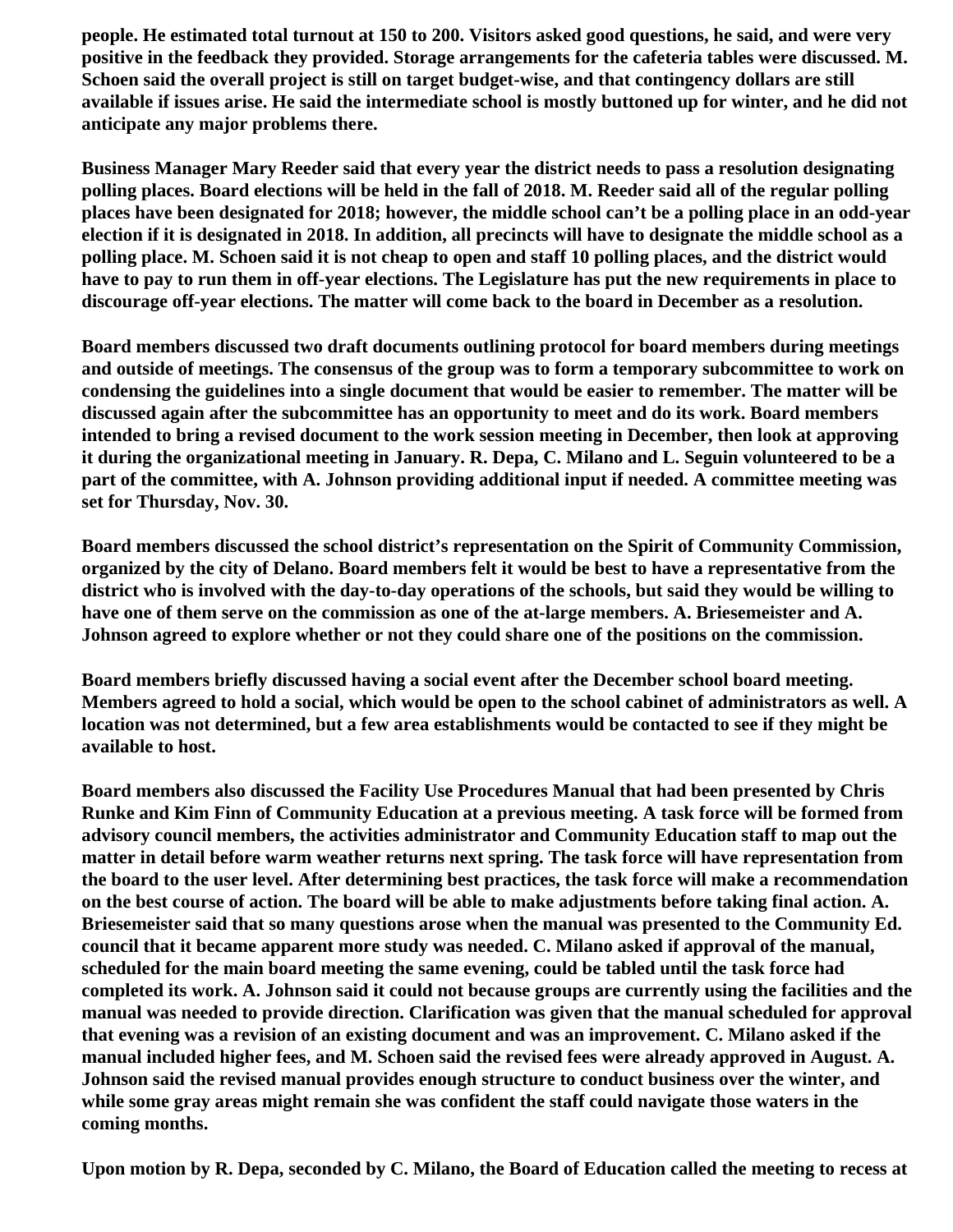people. He estimated total turnout at 150 to 200. Visitors asked good questions, he said, and were very positive in the feedback they provided. Storage arrangements for the cafeteria tables were discussed. M. Schoen said the overall project is still on target budget-wise, and that contingency dollars are still available if issues arise. He said the intermediate school is mostly buttoned up for winter, and he did not anticipate any major problems there.

Business Manager Mary Reeder said that every year the district needs to pass a resolution designating polling places. Board elections will be held in the fall of 2018. M. Reeder said all of the regular polling places have been designated for 2018; however, the middle school can't be a polling place in an odd-year election if it is designated in 2018. In addition, all precincts will have to designate the middle school as a polling place. M. Schoen said it is not cheap to open and staff 10 polling places, and the district would have to pay to run them in off-year elections. The Legislature has put the new requirements in place to discourage off-year elections. The matter will come back to the board in December as a resolution.

Board members discussed two draft documents outlining protocol for board members during meetings and outside of meetings. The consensus of the group was to form a temporary subcommittee to work on condensing the guidelines into a single document that would be easier to remember. The matter will be discussed again after the subcommittee has an opportunity to meet and do its work. Board members intended to bring a revised document to the work session meeting in December, then look at approving it during the organizational meeting in January. R. Depa, C. Milano and L. Seguin volunteered to be a part of the committee, with A. Johnson providing additional input if needed. A committee meeting was set for Thursday, Nov. 30.

Board members discussed the school district's representation on the Spirit of Community Commission, organized by the city of Delano. Board members felt it would be best to have a representative from the district who is involved with the day-to-day operations of the schools, but said they would be willing to have one of them serve on the commission as one of the at-large members. A. Briesemeister and A. Johnson agreed to explore whether or not they could share one of the positions on the commission.

Board members briefly discussed having a social event after the December school board meeting. Members agreed to hold a social, which would be open to the school cabinet of administrators as well. A location was not determined, but a few area establishments would be contacted to see if they might be available to host.

Board members also discussed the Facility Use Procedures Manual that had been presented by Chris Runke and Kim Finn of Community Education at a previous meeting. A task force will be formed from advisory council members, the activities administrator and Community Education staff to map out the matter in detail before warm weather returns next spring. The task force will have representation from the board to the user level. After determining best practices, the task force will make a recommendation on the best course of action. The board will be able to make adjustments before taking final action. A. Briesemeister said that so many questions arose when the manual was presented to the Community Ed. council that it became apparent more study was needed. C. Milano asked if approval of the manual, scheduled for the main board meeting the same evening, could be tabled until the task force had completed its work. A. Johnson said it could not because groups are currently using the facilities and the manual was needed to provide direction. Clarification was given that the manual scheduled for approval that evening was a revision of an existing document and was an improvement. C. Milano asked if the manual included higher fees, and M. Schoen said the revised fees were already approved in August. A. Johnson said the revised manual provides enough structure to conduct business over the winter, and while some gray areas might remain she was confident the staff could navigate those waters in the coming months.

Upon motion by R. Depa, seconded by C. Milano, the Board of Education called the meeting to recess at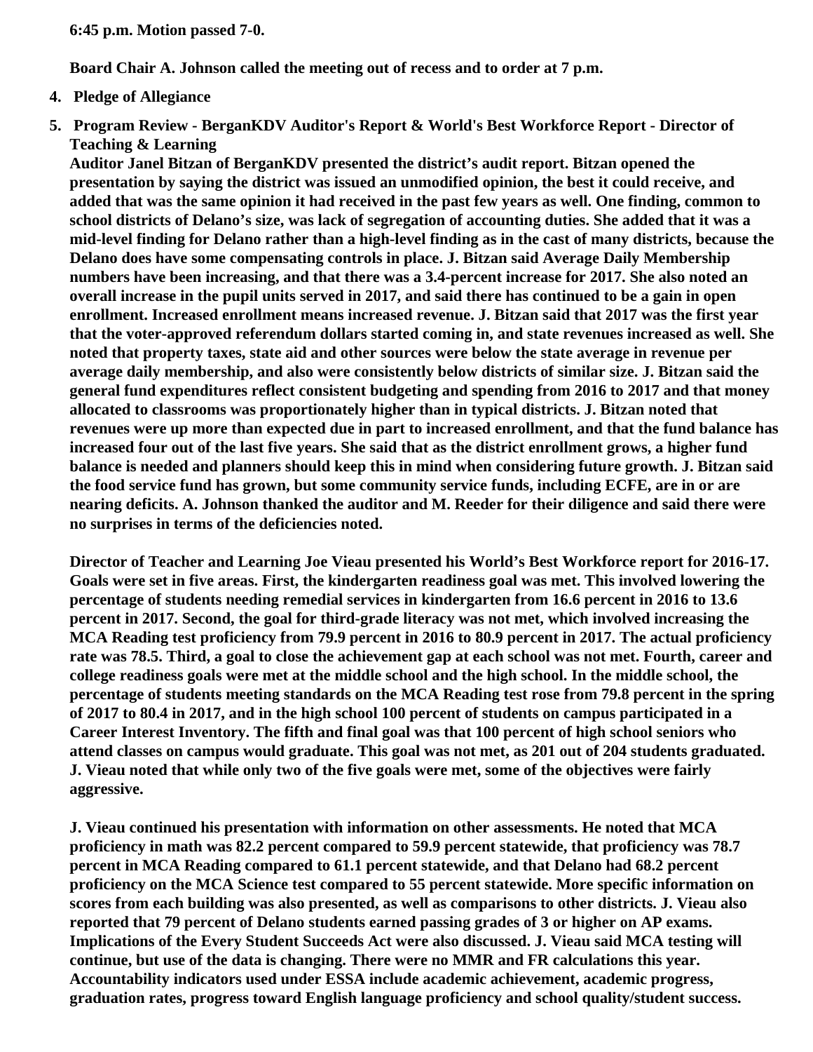**6:45 p.m. Motion passed 7-0.**

**Board Chair A. Johnson called the meeting out of recess and to order at 7 p.m.**

4. **Pledge of Allegiance**

5. **Program Review - BerganKDV Auditor's Report & World's Best Workforce Report - Director of Teaching & Learning**

   **Auditor Janel Bitzan of BerganKDV presented the district's audit report. Bitzan opened the presentation by saying the district was issued an unmodified opinion, the best it could receive, and added that was the same opinion it had received in the past few years as well. One finding, common to school districts of Delano's size, was lack of segregation of accounting duties. She added that it was a mid-level finding for Delano rather than a high-level finding as in the cast of many districts, because the Delano does have some compensating controls in place. J. Bitzan said Average Daily Membership numbers have been increasing, and that there was a 3.4-percent increase for 2017. She also noted an overall increase in the pupil units served in 2017, and said there has continued to be a gain in open enrollment. Increased enrollment means increased revenue. J. Bitzan said that 2017 was the first year that the voter-approved referendum dollars started coming in, and state revenues increased as well. She noted that property taxes, state aid and other sources were below the state average in revenue per average daily membership, and also were consistently below districts of similar size. J. Bitzan said the general fund expenditures reflect consistent budgeting and spending from 2016 to 2017 and that money allocated to classrooms was proportionately higher than in typical districts. J. Bitzan noted that revenues were up more than expected due in part to increased enrollment, and that the fund balance has increased four out of the last five years. She said that as the district enrollment grows, a higher fund balance is needed and planners should keep this in mind when considering future growth. J. Bitzan said the food service fund has grown, but some community service funds, including ECFE, are in or are nearing deficits. A. Johnson thanked the auditor and M. Reeder for their diligence and said there were no surprises in terms of the deficiencies noted.**

   **Director of Teacher and Learning Joe Vieau presented his World's Best Workforce report for 2016-17. Goals were set in five areas. First, the kindergarten readiness goal was met. This involved lowering the percentage of students needing remedial services in kindergarten from 16.6 percent in 2016 to 13.6 percent in 2017. Second, the goal for third-grade literacy was not met, which involved increasing the MCA Reading test proficiency from 79.9 percent in 2016 to 80.9 percent in 2017. The actual proficiency rate was 78.5. Third, a goal to close the achievement gap at each school was not met. Fourth, career and college readiness goals were met at the middle school and the high school. In the middle school, the percentage of students meeting standards on the MCA Reading test rose from 79.8 percent in the spring of 2017 to 80.4 in 2017, and in the high school 100 percent of students on campus participated in a Career Interest Inventory. The fifth and final goal was that 100 percent of high school seniors who attend classes on campus would graduate. This goal was not met, as 201 out of 204 students graduated. J. Vieau noted that while only two of the five goals were met, some of the objectives were fairly aggressive.**

   **J. Vieau continued his presentation with information on other assessments. He noted that MCA proficiency in math was 82.2 percent compared to 59.9 percent statewide, that proficiency was 78.7 percent in MCA Reading compared to 61.1 percent statewide, and that Delano had 68.2 percent proficiency on the MCA Science test compared to 55 percent statewide. More specific information on scores from each building was also presented, as well as comparisons to other districts. J. Vieau also reported that 79 percent of Delano students earned passing grades of 3 or higher on AP exams. Implications of the Every Student Succeeds Act were also discussed. J. Vieau said MCA testing will continue, but use of the data is changing. There were no MMR and FR calculations this year. Accountability indicators used under ESSA include academic achievement, academic progress, graduation rates, progress toward English language proficiency and school quality/student success.**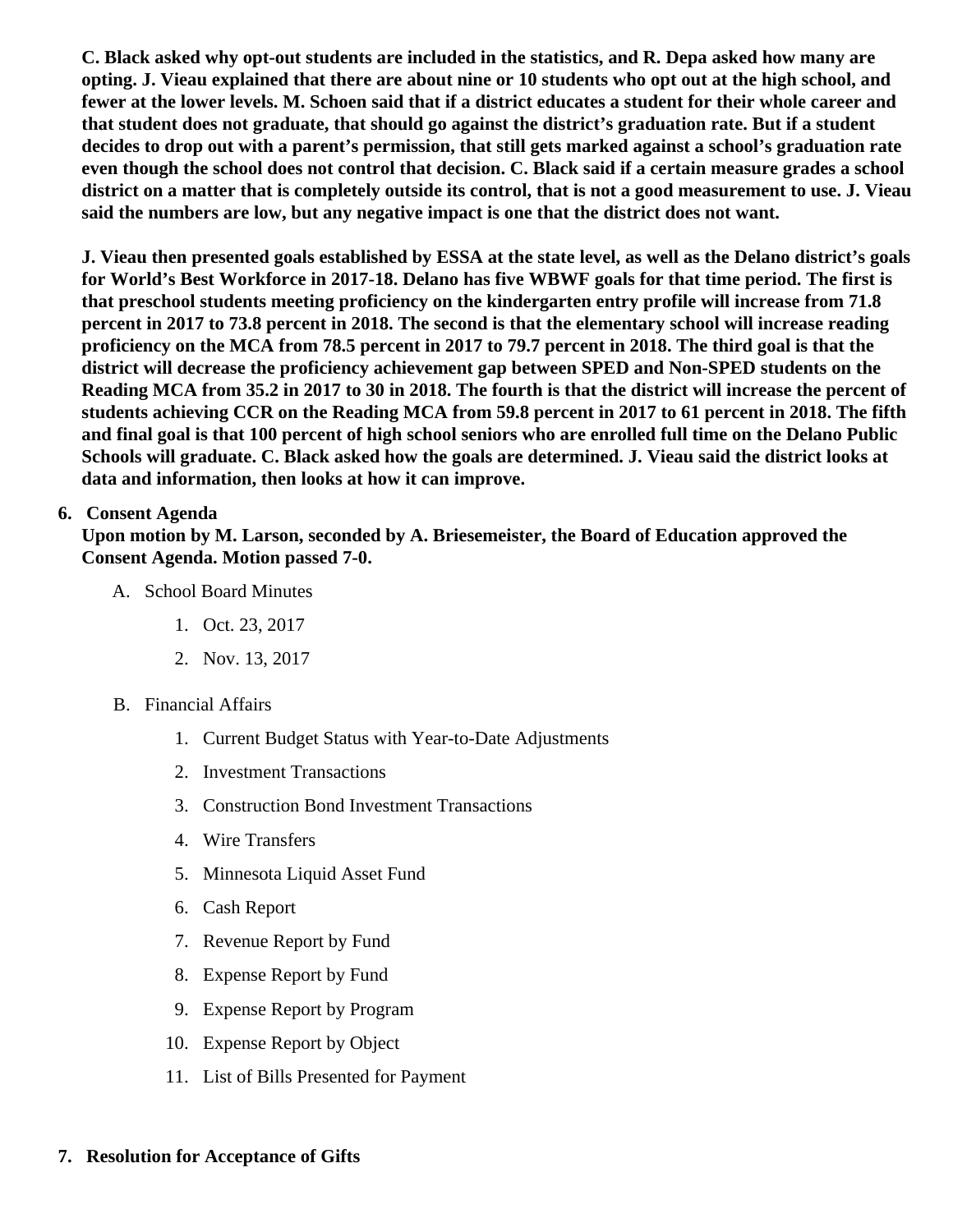**C. Black asked why opt-out students are included in the statistics, and R. Depa asked how many are opting. J. Vieau explained that there are about nine or 10 students who opt out at the high school, and fewer at the lower levels. M. Schoen said that if a district educates a student for their whole career and that student does not graduate, that should go against the district's graduation rate. But if a student decides to drop out with a parent's permission, that still gets marked against a school's graduation rate even though the school does not control that decision. C. Black said if a certain measure grades a school district on a matter that is completely outside its control, that is not a good measurement to use. J. Vieau said the numbers are low, but any negative impact is one that the district does not want.**

**J. Vieau then presented goals established by ESSA at the state level, as well as the Delano district's goals for World's Best Workforce in 2017-18. Delano has five WBWF goals for that time period. The first is that preschool students meeting proficiency on the kindergarten entry profile will increase from 71.8 percent in 2017 to 73.8 percent in 2018. The second is that the elementary school will increase reading proficiency on the MCA from 78.5 percent in 2017 to 79.7 percent in 2018. The third goal is that the district will decrease the proficiency achievement gap between SPED and Non-SPED students on the Reading MCA from 35.2 in 2017 to 30 in 2018. The fourth is that the district will increase the percent of students achieving CCR on the Reading MCA from 59.8 percent in 2017 to 61 percent in 2018. The fifth and final goal is that 100 percent of high school seniors who are enrolled full time on the Delano Public Schools will graduate. C. Black asked how the goals are determined. J. Vieau said the district looks at data and information, then looks at how it can improve.**

6. **Consent Agenda**
   **Upon motion by M. Larson, seconded by A. Briesemeister, the Board of Education approved the Consent Agenda. Motion passed 7-0.**

   A. School Board Minutes
      1. Oct. 23, 2017
      2. Nov. 13, 2017

   B. Financial Affairs
      1. Current Budget Status with Year-to-Date Adjustments
      2. Investment Transactions
      3. Construction Bond Investment Transactions
      4. Wire Transfers
      5. Minnesota Liquid Asset Fund
      6. Cash Report
      7. Revenue Report by Fund
      8. Expense Report by Fund
      9. Expense Report by Program
      10. Expense Report by Object
      11. List of Bills Presented for Payment

7. **Resolution for Acceptance of Gifts**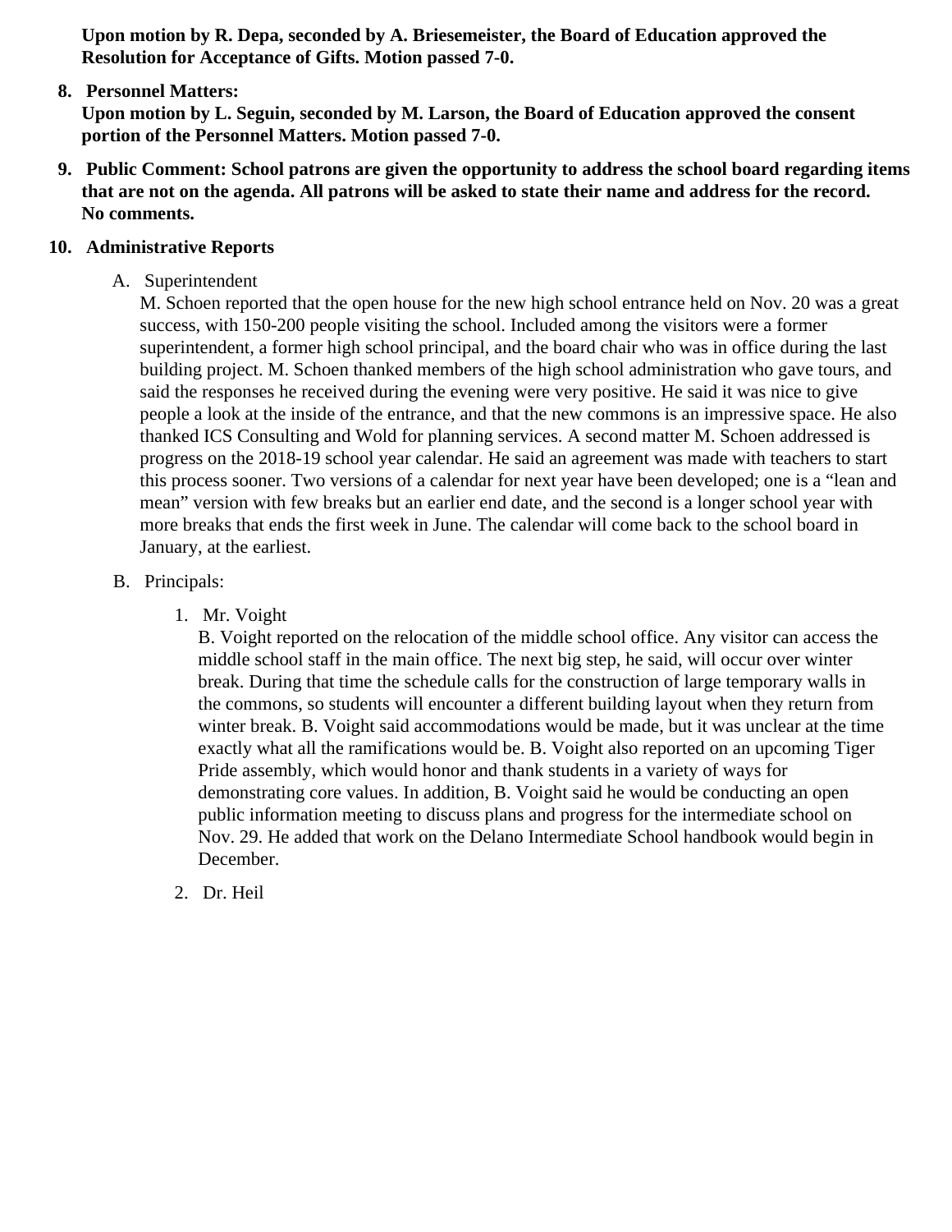**Upon motion by R. Depa, seconded by A. Briesemeister, the Board of Education approved the Resolution for Acceptance of Gifts. Motion passed 7-0.**

8. **Personnel Matters:**
   **Upon motion by L. Seguin, seconded by M. Larson, the Board of Education approved the consent portion of the Personnel Matters. Motion passed 7-0.**

9. **Public Comment: School patrons are given the opportunity to address the school board regarding items that are not on the agenda. All patrons will be asked to state their name and address for the record.**
   **No comments.**

10. **Administrative Reports**

    A. Superintendent
       M. Schoen reported that the open house for the new high school entrance held on Nov. 20 was a great success, with 150-200 people visiting the school. Included among the visitors were a former superintendent, a former high school principal, and the board chair who was in office during the last building project. M. Schoen thanked members of the high school administration who gave tours, and said the responses he received during the evening were very positive. He said it was nice to give people a look at the inside of the entrance, and that the new commons is an impressive space. He also thanked ICS Consulting and Wold for planning services. A second matter M. Schoen addressed is progress on the 2018-19 school year calendar. He said an agreement was made with teachers to start this process sooner. Two versions of a calendar for next year have been developed; one is a "lean and mean" version with few breaks but an earlier end date, and the second is a longer school year with more breaks that ends the first week in June. The calendar will come back to the school board in January, at the earliest.

    B. Principals:

       1. Mr. Voight
          B. Voight reported on the relocation of the middle school office. Any visitor can access the middle school staff in the main office. The next big step, he said, will occur over winter break. During that time the schedule calls for the construction of large temporary walls in the commons, so students will encounter a different building layout when they return from winter break. B. Voight said accommodations would be made, but it was unclear at the time exactly what all the ramifications would be. B. Voight also reported on an upcoming Tiger Pride assembly, which would honor and thank students in a variety of ways for demonstrating core values. In addition, B. Voight said he would be conducting an open public information meeting to discuss plans and progress for the intermediate school on Nov. 29. He added that work on the Delano Intermediate School handbook would begin in December.

       2. Dr. Heil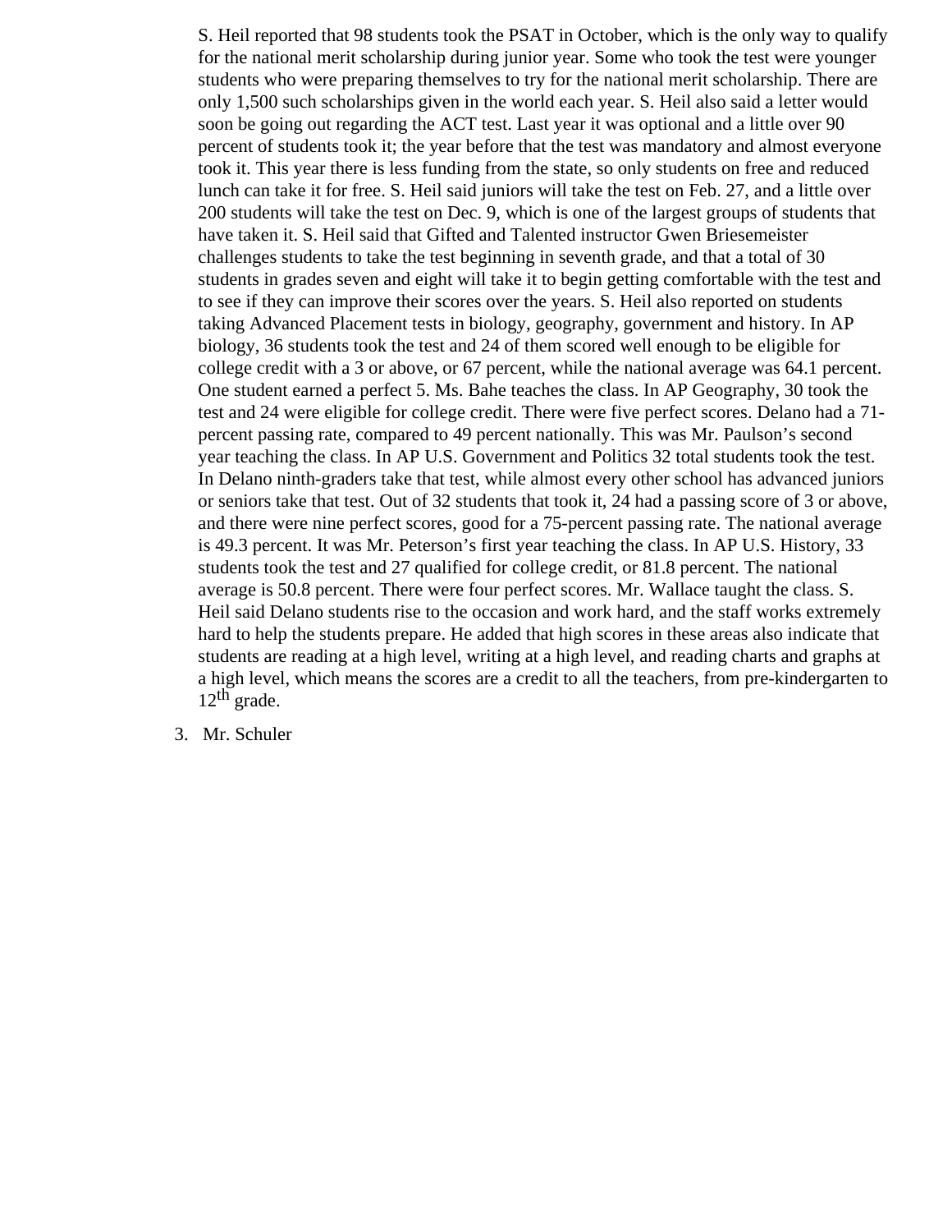S. Heil reported that 98 students took the PSAT in October, which is the only way to qualify for the national merit scholarship during junior year. Some who took the test were younger students who were preparing themselves to try for the national merit scholarship. There are only 1,500 such scholarships given in the world each year. S. Heil also said a letter would soon be going out regarding the ACT test. Last year it was optional and a little over 90 percent of students took it; the year before that the test was mandatory and almost everyone took it. This year there is less funding from the state, so only students on free and reduced lunch can take it for free. S. Heil said juniors will take the test on Feb. 27, and a little over 200 students will take the test on Dec. 9, which is one of the largest groups of students that have taken it. S. Heil said that Gifted and Talented instructor Gwen Briesemeister challenges students to take the test beginning in seventh grade, and that a total of 30 students in grades seven and eight will take it to begin getting comfortable with the test and to see if they can improve their scores over the years. S. Heil also reported on students taking Advanced Placement tests in biology, geography, government and history. In AP biology, 36 students took the test and 24 of them scored well enough to be eligible for college credit with a 3 or above, or 67 percent, while the national average was 64.1 percent. One student earned a perfect 5. Ms. Bahe teaches the class. In AP Geography, 30 took the test and 24 were eligible for college credit. There were five perfect scores. Delano had a 71-percent passing rate, compared to 49 percent nationally. This was Mr. Paulson's second year teaching the class. In AP U.S. Government and Politics 32 total students took the test. In Delano ninth-graders take that test, while almost every other school has advanced juniors or seniors take that test. Out of 32 students that took it, 24 had a passing score of 3 or above, and there were nine perfect scores, good for a 75-percent passing rate. The national average is 49.3 percent. It was Mr. Peterson's first year teaching the class. In AP U.S. History, 33 students took the test and 27 qualified for college credit, or 81.8 percent. The national average is 50.8 percent. There were four perfect scores. Mr. Wallace taught the class. S. Heil said Delano students rise to the occasion and work hard, and the staff works extremely hard to help the students prepare. He added that high scores in these areas also indicate that students are reading at a high level, writing at a high level, and reading charts and graphs at a high level, which means the scores are a credit to all the teachers, from pre-kindergarten to 12th grade.

3. Mr. Schuler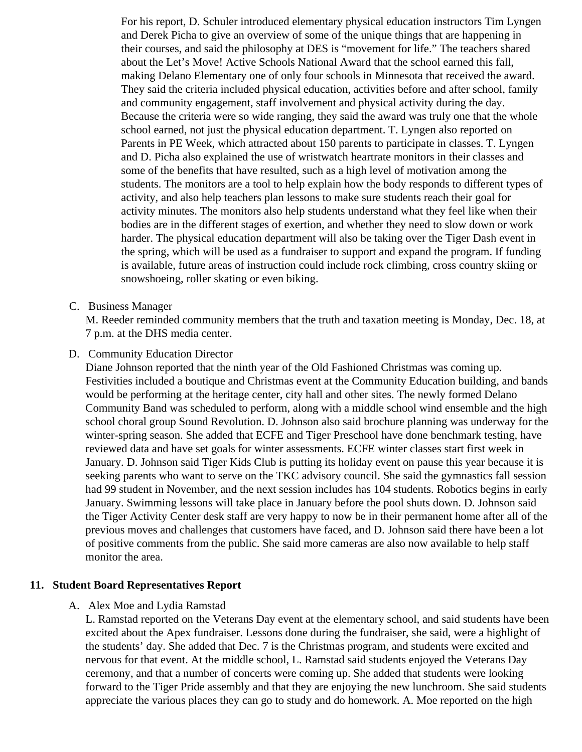For his report, D. Schuler introduced elementary physical education instructors Tim Lyngen and Derek Picha to give an overview of some of the unique things that are happening in their courses, and said the philosophy at DES is "movement for life." The teachers shared about the Let's Move! Active Schools National Award that the school earned this fall, making Delano Elementary one of only four schools in Minnesota that received the award. They said the criteria included physical education, activities before and after school, family and community engagement, staff involvement and physical activity during the day. Because the criteria were so wide ranging, they said the award was truly one that the whole school earned, not just the physical education department. T. Lyngen also reported on Parents in PE Week, which attracted about 150 parents to participate in classes. T. Lyngen and D. Picha also explained the use of wristwatch heartrate monitors in their classes and some of the benefits that have resulted, such as a high level of motivation among the students. The monitors are a tool to help explain how the body responds to different types of activity, and also help teachers plan lessons to make sure students reach their goal for activity minutes. The monitors also help students understand what they feel like when their bodies are in the different stages of exertion, and whether they need to slow down or work harder. The physical education department will also be taking over the Tiger Dash event in the spring, which will be used as a fundraiser to support and expand the program. If funding is available, future areas of instruction could include rock climbing, cross country skiing or snowshoeing, roller skating or even biking.

C. Business Manager

M. Reeder reminded community members that the truth and taxation meeting is Monday, Dec. 18, at 7 p.m. at the DHS media center.

D. Community Education Director

Diane Johnson reported that the ninth year of the Old Fashioned Christmas was coming up. Festivities included a boutique and Christmas event at the Community Education building, and bands would be performing at the heritage center, city hall and other sites. The newly formed Delano Community Band was scheduled to perform, along with a middle school wind ensemble and the high school choral group Sound Revolution. D. Johnson also said brochure planning was underway for the winter-spring season. She added that ECFE and Tiger Preschool have done benchmark testing, have reviewed data and have set goals for winter assessments. ECFE winter classes start first week in January. D. Johnson said Tiger Kids Club is putting its holiday event on pause this year because it is seeking parents who want to serve on the TKC advisory council. She said the gymnastics fall session had 99 student in November, and the next session includes has 104 students. Robotics begins in early January. Swimming lessons will take place in January before the pool shuts down. D. Johnson said the Tiger Activity Center desk staff are very happy to now be in their permanent home after all of the previous moves and challenges that customers have faced, and D. Johnson said there have been a lot of positive comments from the public. She said more cameras are also now available to help staff monitor the area.

## 11. Student Board Representatives Report

A. Alex Moe and Lydia Ramstad

L. Ramstad reported on the Veterans Day event at the elementary school, and said students have been excited about the Apex fundraiser. Lessons done during the fundraiser, she said, were a highlight of the students' day. She added that Dec. 7 is the Christmas program, and students were excited and nervous for that event. At the middle school, L. Ramstad said students enjoyed the Veterans Day ceremony, and that a number of concerts were coming up. She added that students were looking forward to the Tiger Pride assembly and that they are enjoying the new lunchroom. She said students appreciate the various places they can go to study and do homework. A. Moe reported on the high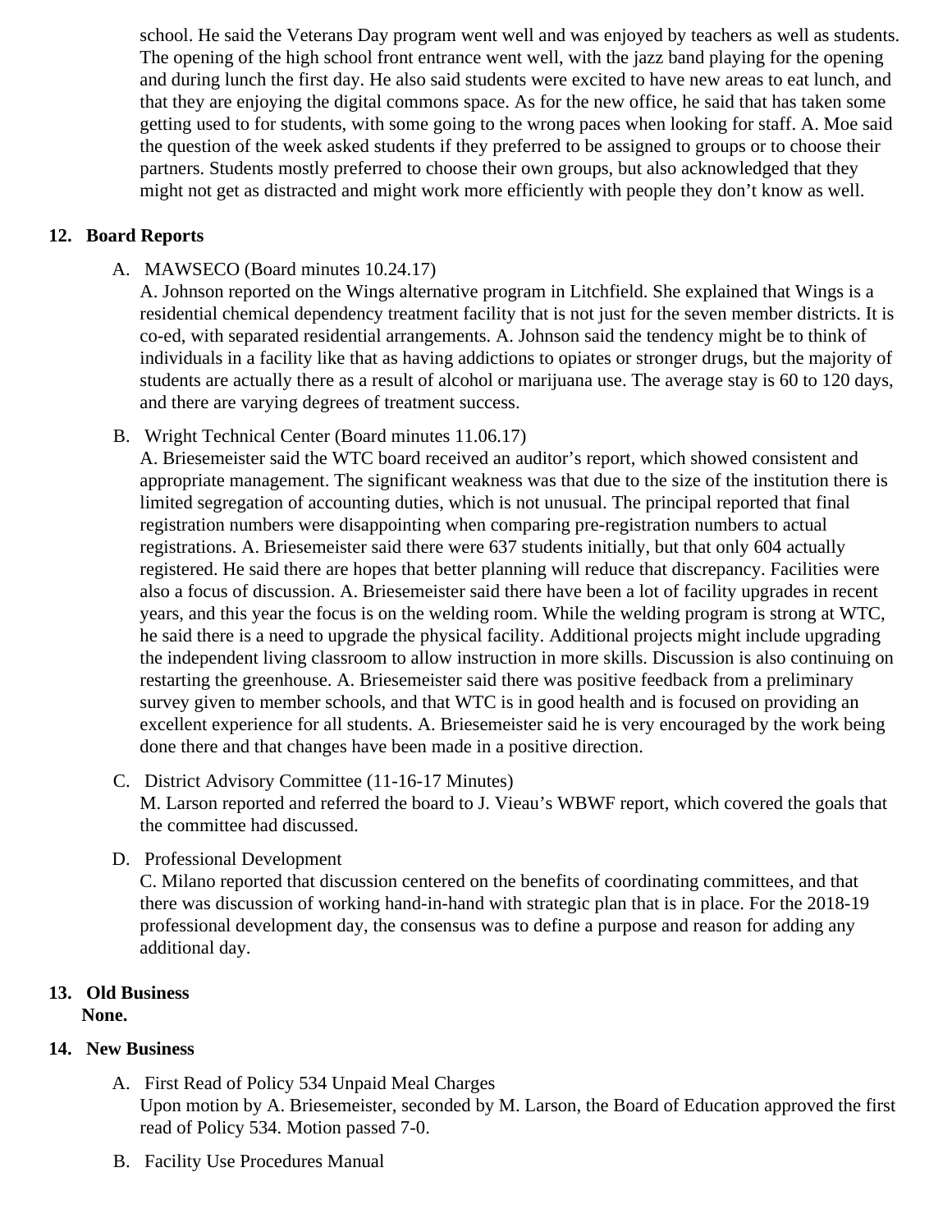school. He said the Veterans Day program went well and was enjoyed by teachers as well as students. The opening of the high school front entrance went well, with the jazz band playing for the opening and during lunch the first day. He also said students were excited to have new areas to eat lunch, and that they are enjoying the digital commons space. As for the new office, he said that has taken some getting used to for students, with some going to the wrong paces when looking for staff. A. Moe said the question of the week asked students if they preferred to be assigned to groups or to choose their partners. Students mostly preferred to choose their own groups, but also acknowledged that they might not get as distracted and might work more efficiently with people they don't know as well.

**12. Board Reports**

A. MAWSECO (Board minutes 10.24.17)
A. Johnson reported on the Wings alternative program in Litchfield. She explained that Wings is a residential chemical dependency treatment facility that is not just for the seven member districts. It is co-ed, with separated residential arrangements. A. Johnson said the tendency might be to think of individuals in a facility like that as having addictions to opiates or stronger drugs, but the majority of students are actually there as a result of alcohol or marijuana use. The average stay is 60 to 120 days, and there are varying degrees of treatment success.

B. Wright Technical Center (Board minutes 11.06.17)
A. Briesemeister said the WTC board received an auditor's report, which showed consistent and appropriate management. The significant weakness was that due to the size of the institution there is limited segregation of accounting duties, which is not unusual. The principal reported that final registration numbers were disappointing when comparing pre-registration numbers to actual registrations. A. Briesemeister said there were 637 students initially, but that only 604 actually registered. He said there are hopes that better planning will reduce that discrepancy. Facilities were also a focus of discussion. A. Briesemeister said there have been a lot of facility upgrades in recent years, and this year the focus is on the welding room. While the welding program is strong at WTC, he said there is a need to upgrade the physical facility. Additional projects might include upgrading the independent living classroom to allow instruction in more skills. Discussion is also continuing on restarting the greenhouse. A. Briesemeister said there was positive feedback from a preliminary survey given to member schools, and that WTC is in good health and is focused on providing an excellent experience for all students. A. Briesemeister said he is very encouraged by the work being done there and that changes have been made in a positive direction.

C. District Advisory Committee (11-16-17 Minutes)
M. Larson reported and referred the board to J. Vieau's WBWF report, which covered the goals that the committee had discussed.

D. Professional Development
C. Milano reported that discussion centered on the benefits of coordinating committees, and that there was discussion of working hand-in-hand with strategic plan that is in place. For the 2018-19 professional development day, the consensus was to define a purpose and reason for adding any additional day.

**13. Old Business**
**None.**

**14. New Business**

A. First Read of Policy 534 Unpaid Meal Charges
Upon motion by A. Briesemeister, seconded by M. Larson, the Board of Education approved the first read of Policy 534. Motion passed 7-0.

B. Facility Use Procedures Manual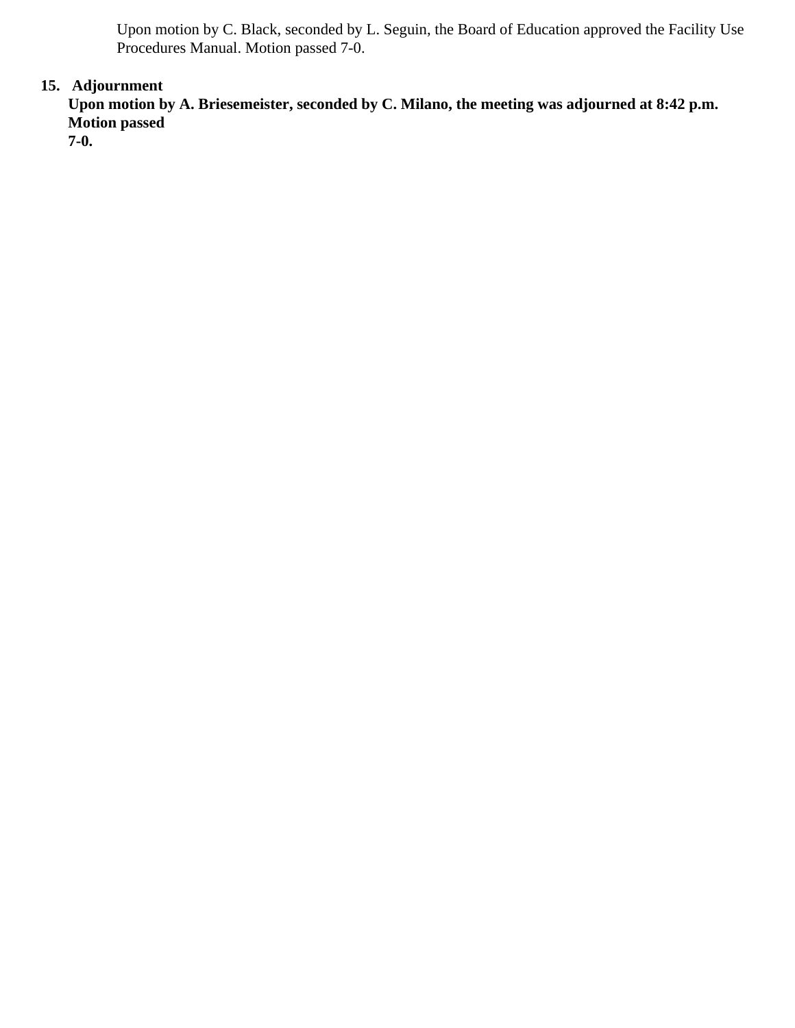Upon motion by C. Black, seconded by L. Seguin, the Board of Education approved the Facility Use Procedures Manual. Motion passed 7-0.

15. **Adjournment**

**Upon motion by A. Briesemeister, seconded by C. Milano, the meeting was adjourned at 8:42 p.m. Motion passed 7-0.**